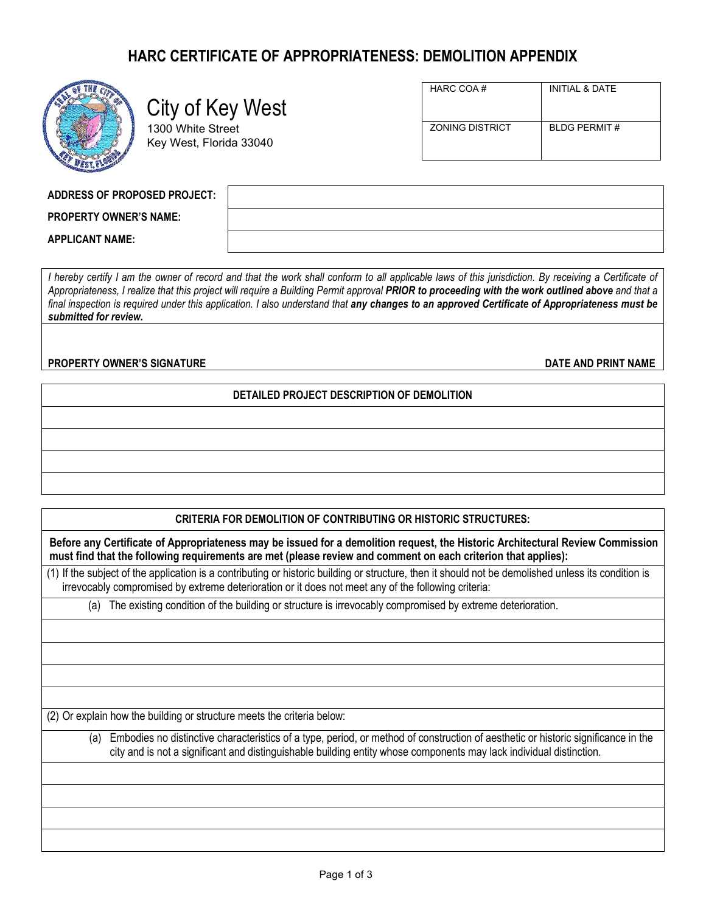# HARC CERTIFICATE OF APPROPRIATENESS: DEMOLITION APPENDIX

City of Key West
1300 White Street
Key West, Florida 33040

| HARC COA # | INITIAL & DATE |
|---|---|
| ZONING DISTRICT | BLDG PERMIT # |

| | |
|---|---|
| **ADDRESS OF PROPOSED PROJECT:** | |
| **PROPERTY OWNER'S NAME:** | |
| **APPLICANT NAME:** | |

*I hereby certify I am the owner of record and that the work shall conform to all applicable laws of this jurisdiction. By receiving a Certificate of Appropriateness, I realize that this project will require a Building Permit approval* ***PRIOR to proceeding with the work outlined above*** *and that a final inspection is required under this application. I also understand that* ***any changes to an approved Certificate of Appropriateness must be submitted for review.***

**PROPERTY OWNER'S SIGNATURE** | **DATE AND PRINT NAME**

## DETAILED PROJECT DESCRIPTION OF DEMOLITION

## CRITERIA FOR DEMOLITION OF CONTRIBUTING OR HISTORIC STRUCTURES:

**Before any Certificate of Appropriateness may be issued for a demolition request, the Historic Architectural Review Commission must find that the following requirements are met (please review and comment on each criterion that applies):**

(1) If the subject of the application is a contributing or historic building or structure, then it should not be demolished unless its condition is irrevocably compromised by extreme deterioration or it does not meet any of the following criteria:

(a) The existing condition of the building or structure is irrevocably compromised by extreme deterioration.

(2) Or explain how the building or structure meets the criteria below:

(a) Embodies no distinctive characteristics of a type, period, or method of construction of aesthetic or historic significance in the city and is not a significant and distinguishable building entity whose components may lack individual distinction.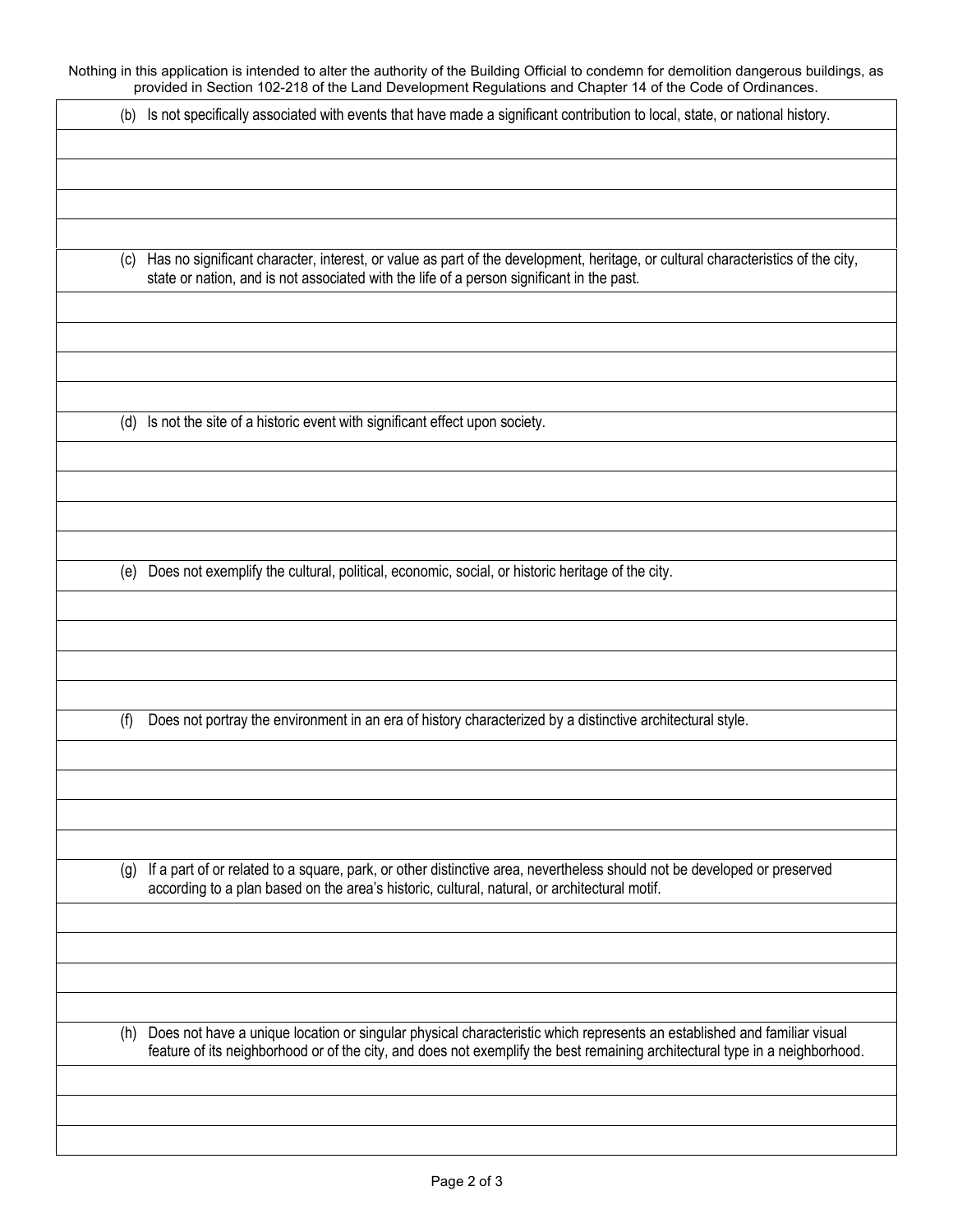Nothing in this application is intended to alter the authority of the Building Official to condemn for demolition dangerous buildings, as provided in Section 102-218 of the Land Development Regulations and Chapter 14 of the Code of Ordinances.

(b) Is not specifically associated with events that have made a significant contribution to local, state, or national history.

(c) Has no significant character, interest, or value as part of the development, heritage, or cultural characteristics of the city, state or nation, and is not associated with the life of a person significant in the past.

(d) Is not the site of a historic event with significant effect upon society.

(e) Does not exemplify the cultural, political, economic, social, or historic heritage of the city.

(f) Does not portray the environment in an era of history characterized by a distinctive architectural style.

(g) If a part of or related to a square, park, or other distinctive area, nevertheless should not be developed or preserved according to a plan based on the area's historic, cultural, natural, or architectural motif.

(h) Does not have a unique location or singular physical characteristic which represents an established and familiar visual feature of its neighborhood or of the city, and does not exemplify the best remaining architectural type in a neighborhood.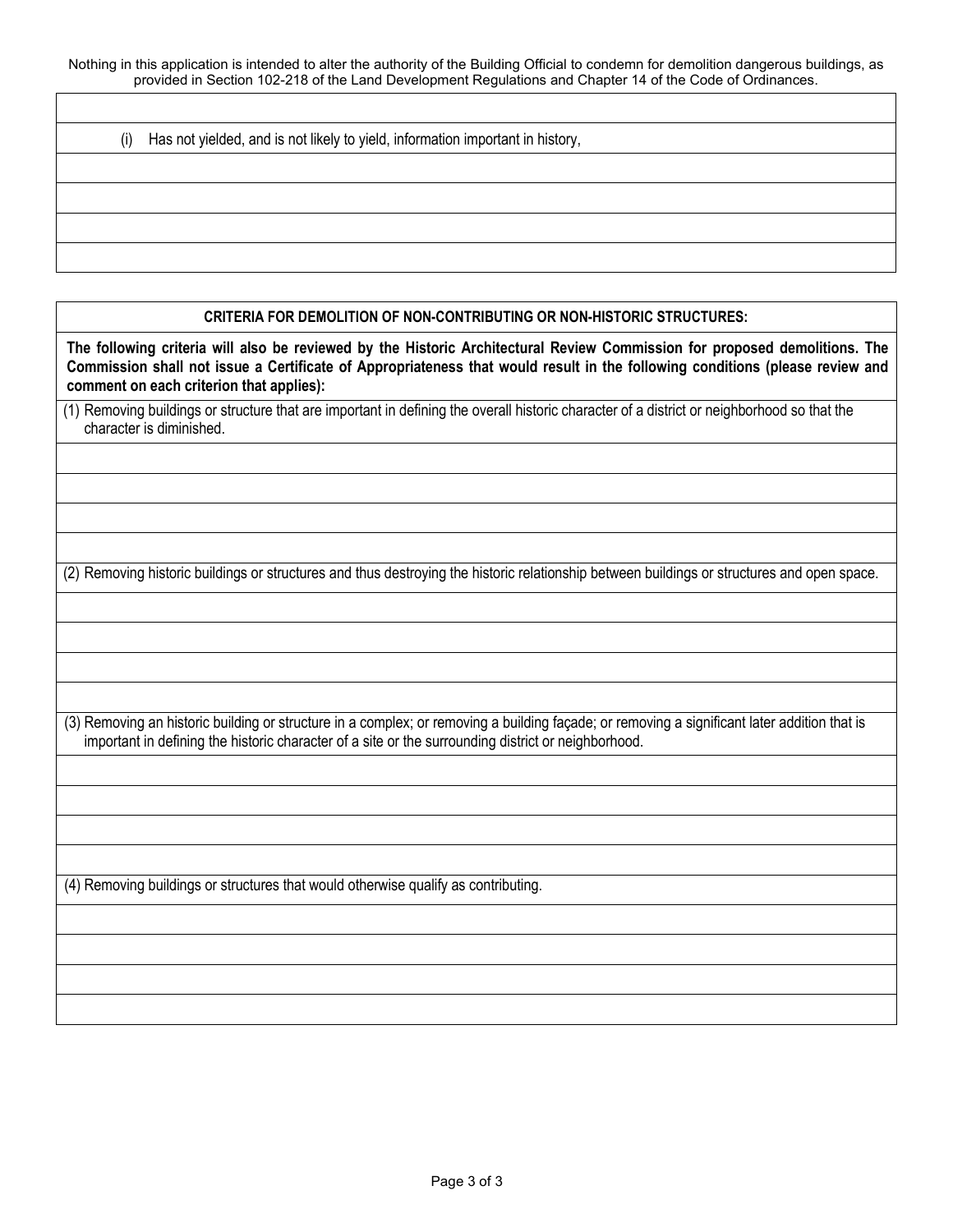Nothing in this application is intended to alter the authority of the Building Official to condemn for demolition dangerous buildings, as provided in Section 102-218 of the Land Development Regulations and Chapter 14 of the Code of Ordinances.

(i) Has not yielded, and is not likely to yield, information important in history,

**CRITERIA FOR DEMOLITION OF NON-CONTRIBUTING OR NON-HISTORIC STRUCTURES:**

**The following criteria will also be reviewed by the Historic Architectural Review Commission for proposed demolitions. The Commission shall not issue a Certificate of Appropriateness that would result in the following conditions (please review and comment on each criterion that applies):**

(1) Removing buildings or structure that are important in defining the overall historic character of a district or neighborhood so that the character is diminished.

(2) Removing historic buildings or structures and thus destroying the historic relationship between buildings or structures and open space.

(3) Removing an historic building or structure in a complex; or removing a building façade; or removing a significant later addition that is important in defining the historic character of a site or the surrounding district or neighborhood.

(4) Removing buildings or structures that would otherwise qualify as contributing.